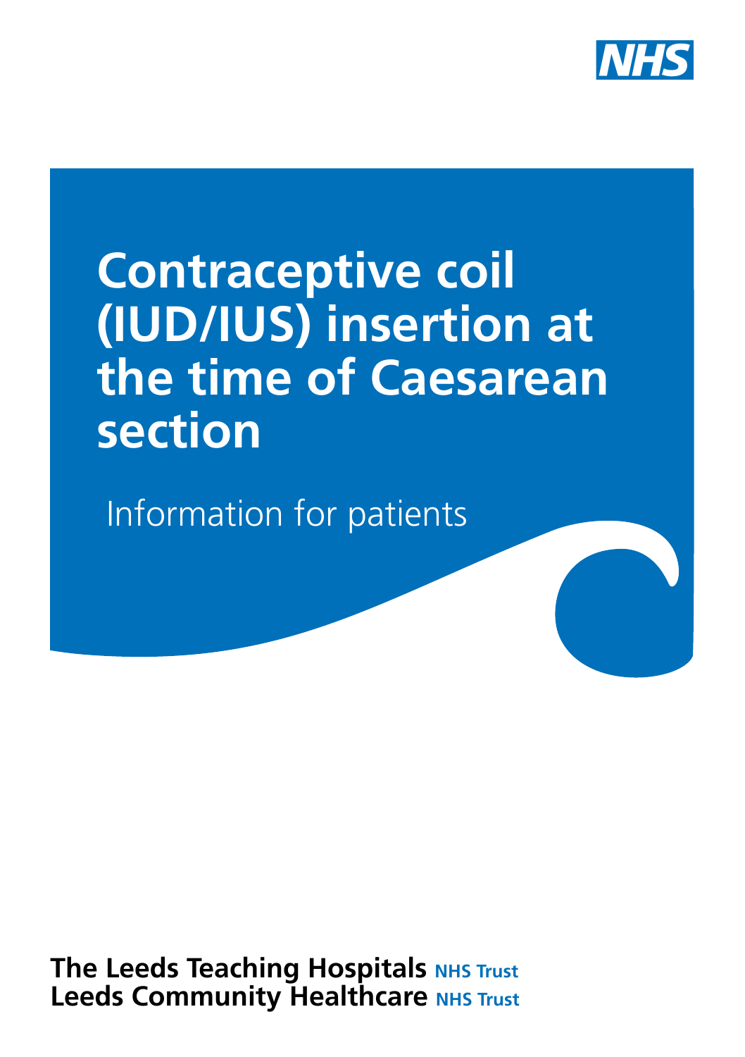# Contraceptive coil (IUD/IUS) insertion at the time of Caesarean section

Information for patients

**The Leeds Teaching Hospitals** NHS Trust
**Leeds Community Healthcare** NHS Trust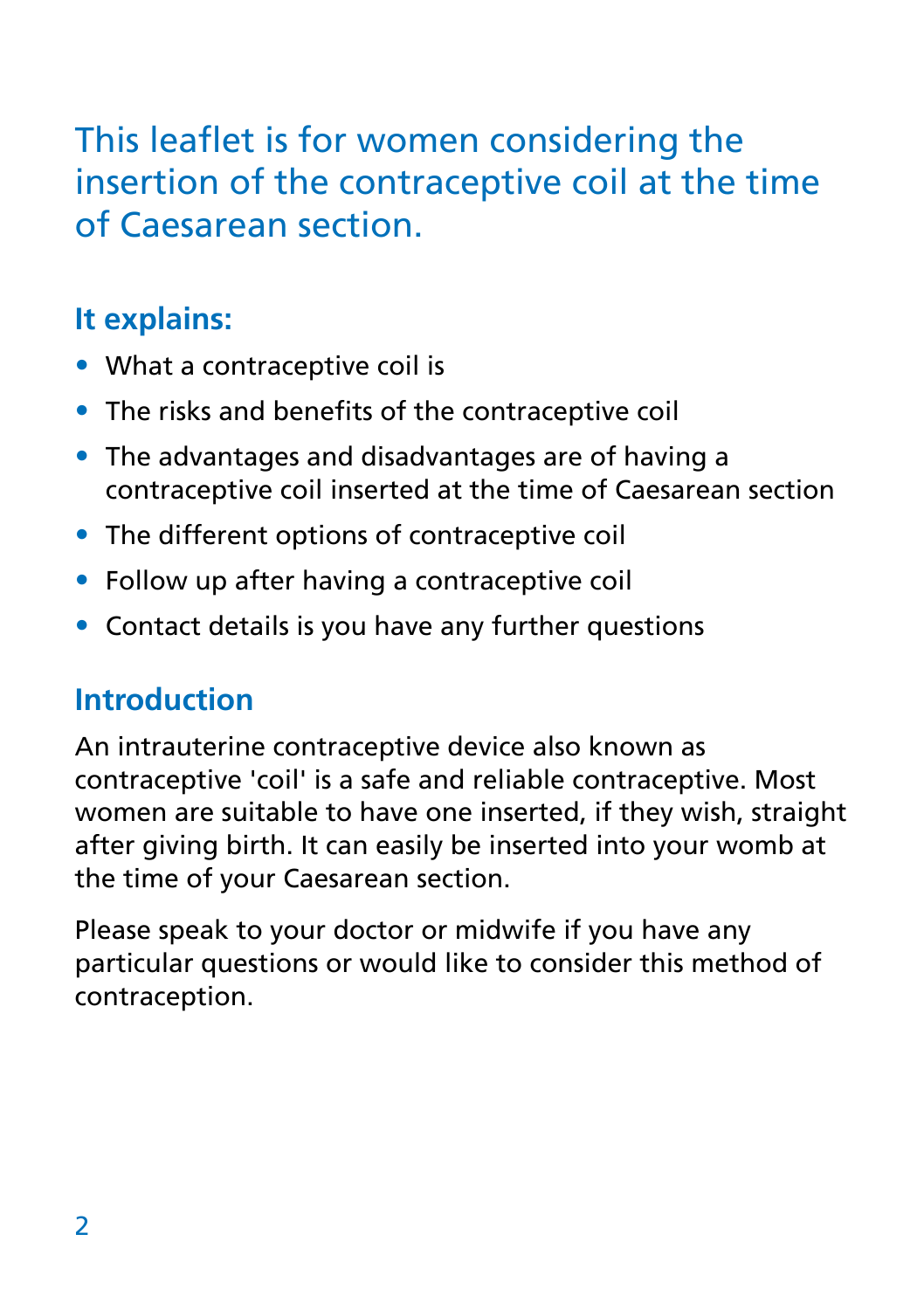## This leaflet is for women considering the insertion of the contraceptive coil at the time of Caesarean section.

### It explains:

- What a contraceptive coil is
- The risks and benefits of the contraceptive coil
- The advantages and disadvantages are of having a contraceptive coil inserted at the time of Caesarean section
- The different options of contraceptive coil
- Follow up after having a contraceptive coil
- Contact details is you have any further questions

### Introduction

An intrauterine contraceptive device also known as contraceptive 'coil' is a safe and reliable contraceptive. Most women are suitable to have one inserted, if they wish, straight after giving birth. It can easily be inserted into your womb at the time of your Caesarean section.

Please speak to your doctor or midwife if you have any particular questions or would like to consider this method of contraception.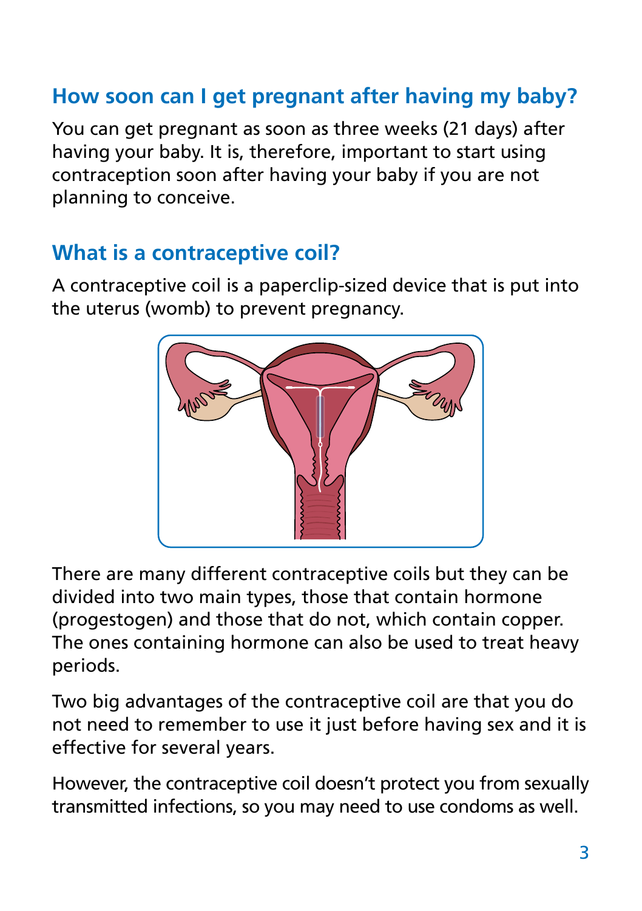## How soon can I get pregnant after having my baby?

You can get pregnant as soon as three weeks (21 days) after having your baby. It is, therefore, important to start using contraception soon after having your baby if you are not planning to conceive.

## What is a contraceptive coil?

A contraceptive coil is a paperclip-sized device that is put into the uterus (womb) to prevent pregnancy.

There are many different contraceptive coils but they can be divided into two main types, those that contain hormone (progestogen) and those that do not, which contain copper. The ones containing hormone can also be used to treat heavy periods.

Two big advantages of the contraceptive coil are that you do not need to remember to use it just before having sex and it is effective for several years.

However, the contraceptive coil doesn't protect you from sexually transmitted infections, so you may need to use condoms as well.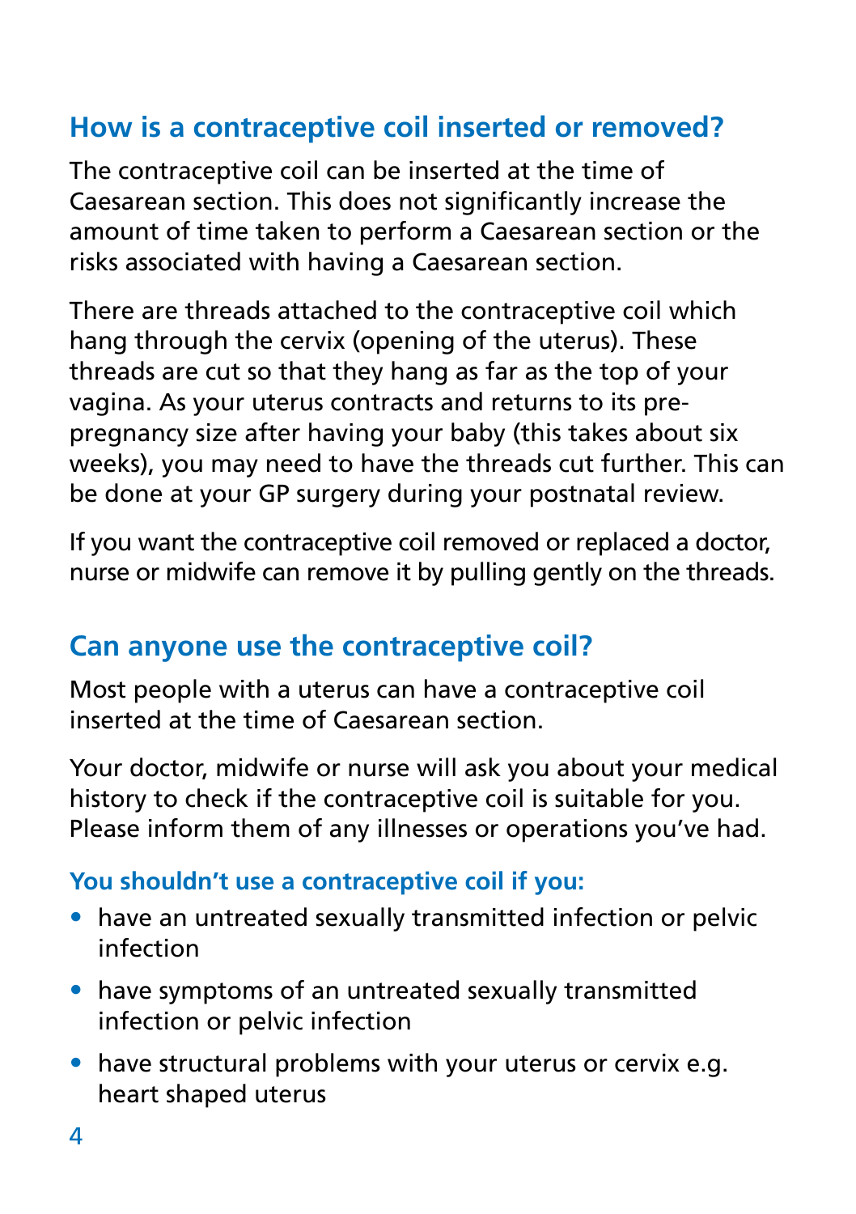## How is a contraceptive coil inserted or removed?

The contraceptive coil can be inserted at the time of Caesarean section. This does not significantly increase the amount of time taken to perform a Caesarean section or the risks associated with having a Caesarean section.

There are threads attached to the contraceptive coil which hang through the cervix (opening of the uterus). These threads are cut so that they hang as far as the top of your vagina. As your uterus contracts and returns to its pre-pregnancy size after having your baby (this takes about six weeks), you may need to have the threads cut further. This can be done at your GP surgery during your postnatal review.

If you want the contraceptive coil removed or replaced a doctor, nurse or midwife can remove it by pulling gently on the threads.

## Can anyone use the contraceptive coil?

Most people with a uterus can have a contraceptive coil inserted at the time of Caesarean section.

Your doctor, midwife or nurse will ask you about your medical history to check if the contraceptive coil is suitable for you. Please inform them of any illnesses or operations you've had.

### You shouldn't use a contraceptive coil if you:

- have an untreated sexually transmitted infection or pelvic infection
- have symptoms of an untreated sexually transmitted infection or pelvic infection
- have structural problems with your uterus or cervix e.g. heart shaped uterus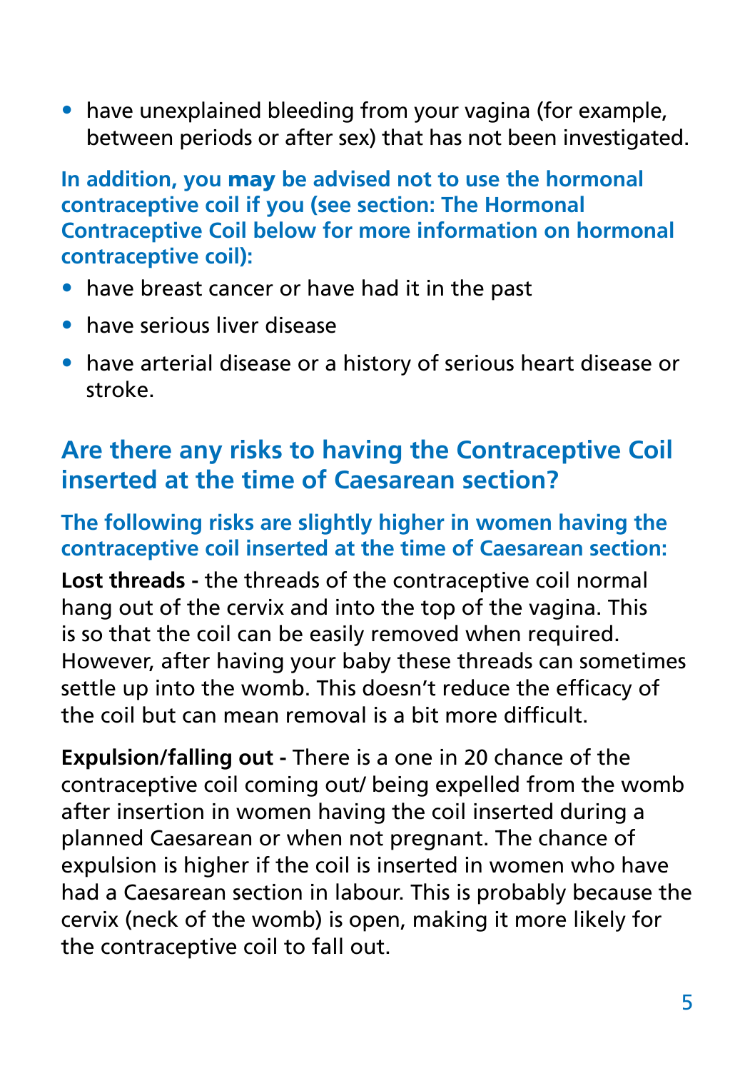- have unexplained bleeding from your vagina (for example, between periods or after sex) that has not been investigated.

**In addition, you may be advised not to use the hormonal contraceptive coil if you (see section: The Hormonal Contraceptive Coil below for more information on hormonal contraceptive coil):**

- have breast cancer or have had it in the past
- have serious liver disease
- have arterial disease or a history of serious heart disease or stroke.

## Are there any risks to having the Contraceptive Coil inserted at the time of Caesarean section?

**The following risks are slightly higher in women having the contraceptive coil inserted at the time of Caesarean section:**

**Lost threads -** the threads of the contraceptive coil normal hang out of the cervix and into the top of the vagina. This is so that the coil can be easily removed when required. However, after having your baby these threads can sometimes settle up into the womb. This doesn't reduce the efficacy of the coil but can mean removal is a bit more difficult.

**Expulsion/falling out -** There is a one in 20 chance of the contraceptive coil coming out/ being expelled from the womb after insertion in women having the coil inserted during a planned Caesarean or when not pregnant. The chance of expulsion is higher if the coil is inserted in women who have had a Caesarean section in labour. This is probably because the cervix (neck of the womb) is open, making it more likely for the contraceptive coil to fall out.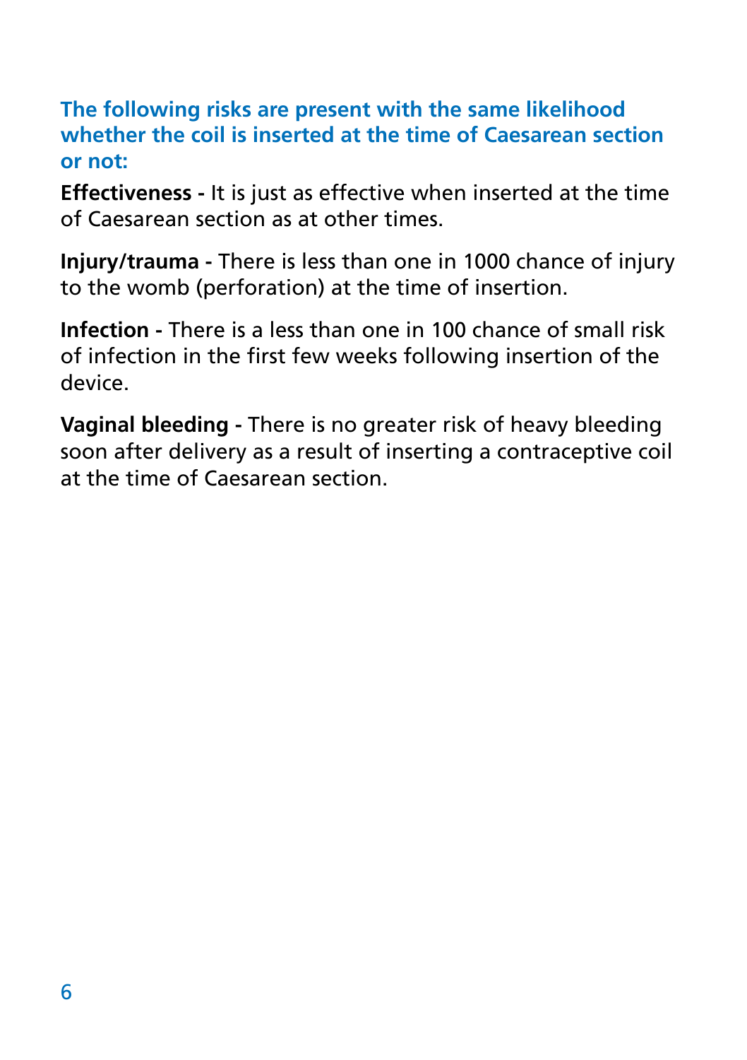**The following risks are present with the same likelihood whether the coil is inserted at the time of Caesarean section or not:**

**Effectiveness -** It is just as effective when inserted at the time of Caesarean section as at other times.

**Injury/trauma -** There is less than one in 1000 chance of injury to the womb (perforation) at the time of insertion.

**Infection -** There is a less than one in 100 chance of small risk of infection in the first few weeks following insertion of the device.

**Vaginal bleeding -** There is no greater risk of heavy bleeding soon after delivery as a result of inserting a contraceptive coil at the time of Caesarean section.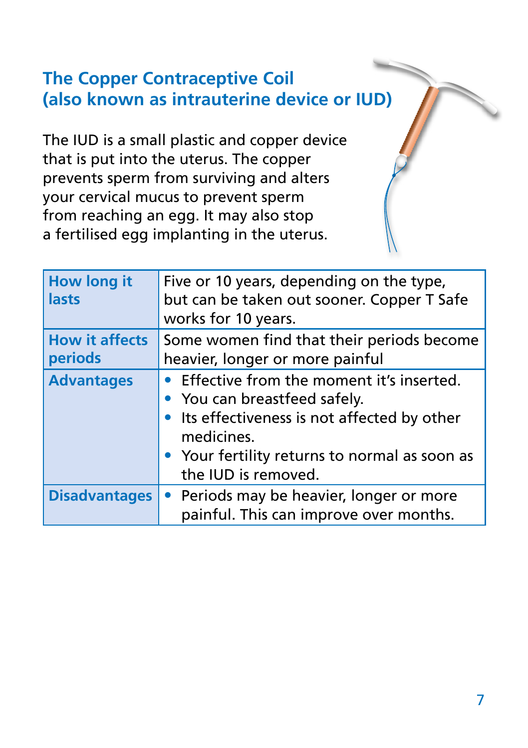## The Copper Contraceptive Coil (also known as intrauterine device or IUD)

The IUD is a small plastic and copper device that is put into the uterus. The copper prevents sperm from surviving and alters your cervical mucus to prevent sperm from reaching an egg. It may also stop a fertilised egg implanting in the uterus.

| | |
|---|---|
| **How long it lasts** | Five or 10 years, depending on the type, but can be taken out sooner. Copper T Safe works for 10 years. |
| **How it affects periods** | Some women find that their periods become heavier, longer or more painful |
| **Advantages** | • Effective from the moment it's inserted.<br>• You can breastfeed safely.<br>• Its effectiveness is not affected by other medicines.<br>• Your fertility returns to normal as soon as the IUD is removed. |
| **Disadvantages** | • Periods may be heavier, longer or more painful. This can improve over months. |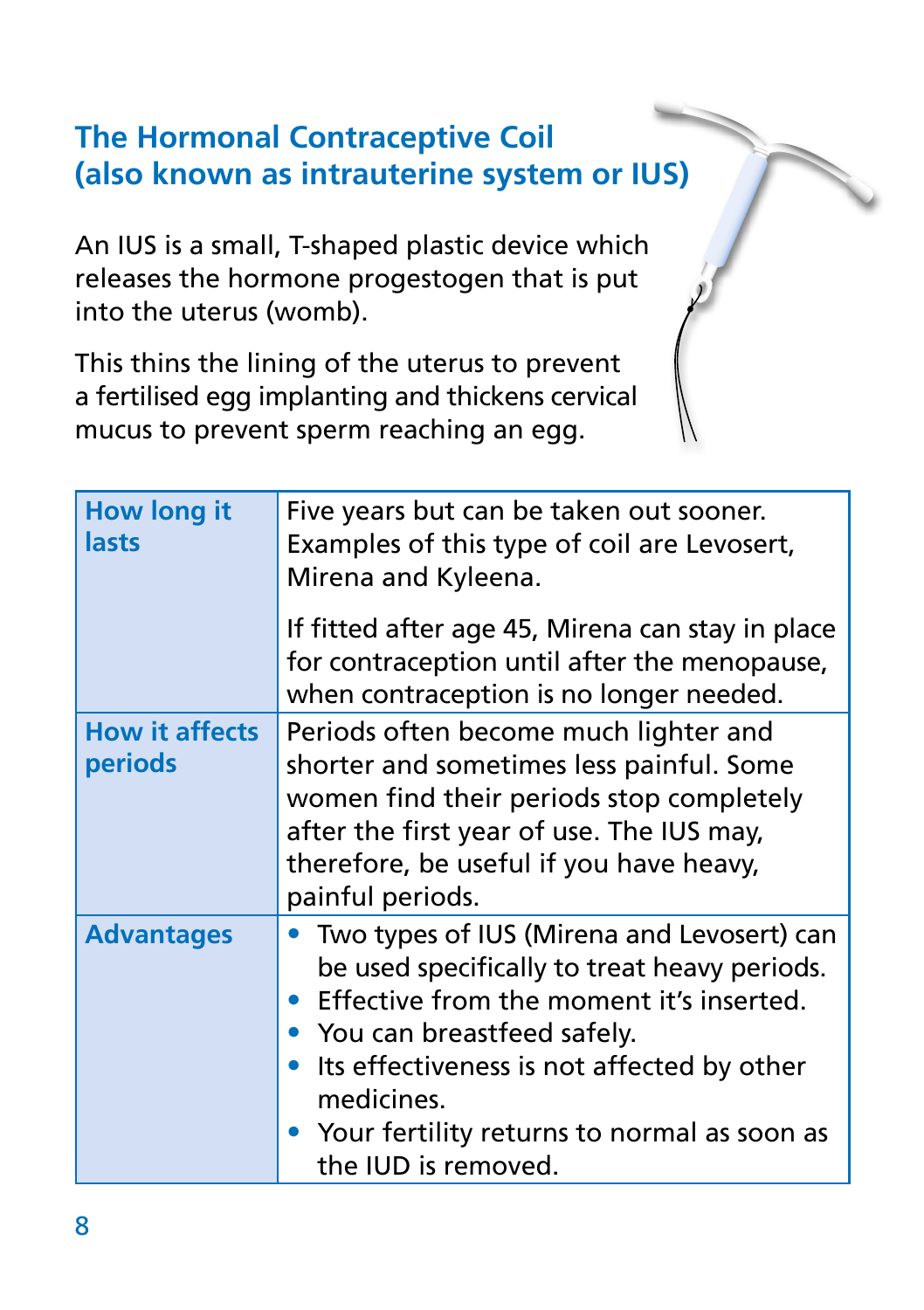## The Hormonal Contraceptive Coil (also known as intrauterine system or IUS)

An IUS is a small, T-shaped plastic device which releases the hormone progestogen that is put into the uterus (womb).

This thins the lining of the uterus to prevent a fertilised egg implanting and thickens cervical mucus to prevent sperm reaching an egg.

| | |
|---|---|
| **How long it lasts** | Five years but can be taken out sooner. Examples of this type of coil are Levosert, Mirena and Kyleena.<br><br>If fitted after age 45, Mirena can stay in place for contraception until after the menopause, when contraception is no longer needed. |
| **How it affects periods** | Periods often become much lighter and shorter and sometimes less painful. Some women find their periods stop completely after the first year of use. The IUS may, therefore, be useful if you have heavy, painful periods. |
| **Advantages** | • Two types of IUS (Mirena and Levosert) can be used specifically to treat heavy periods.<br>• Effective from the moment it's inserted.<br>• You can breastfeed safely.<br>• Its effectiveness is not affected by other medicines.<br>• Your fertility returns to normal as soon as the IUD is removed. |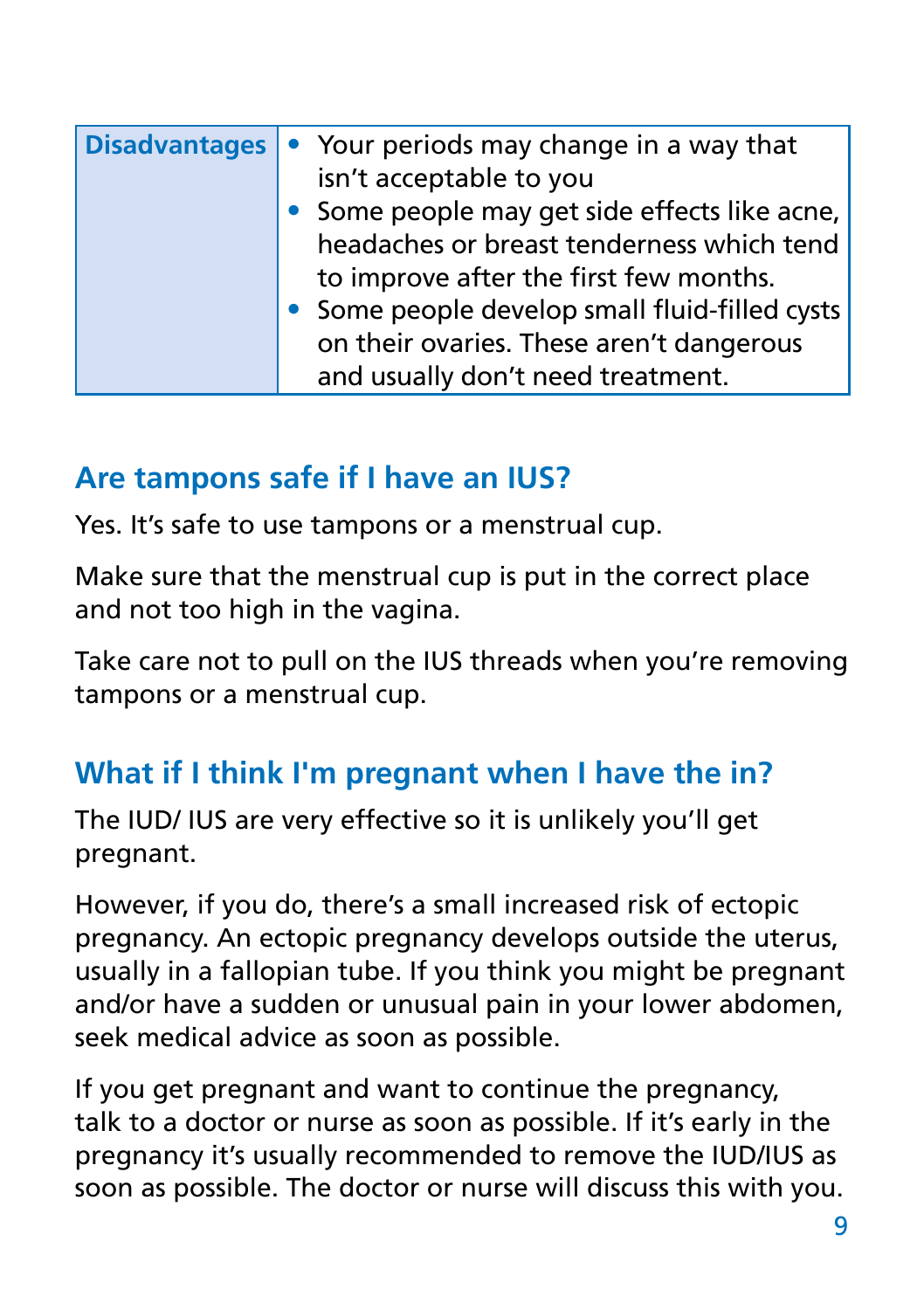| Disadvantages | • Your periods may change in a way that isn't acceptable to you<br>• Some people may get side effects like acne, headaches or breast tenderness which tend to improve after the first few months.<br>• Some people develop small fluid-filled cysts on their ovaries. These aren't dangerous and usually don't need treatment. |
|---|---|

## Are tampons safe if I have an IUS?

Yes. It's safe to use tampons or a menstrual cup.

Make sure that the menstrual cup is put in the correct place and not too high in the vagina.

Take care not to pull on the IUS threads when you're removing tampons or a menstrual cup.

## What if I think I'm pregnant when I have the in?

The IUD/ IUS are very effective so it is unlikely you'll get pregnant.

However, if you do, there's a small increased risk of ectopic pregnancy. An ectopic pregnancy develops outside the uterus, usually in a fallopian tube. If you think you might be pregnant and/or have a sudden or unusual pain in your lower abdomen, seek medical advice as soon as possible.

If you get pregnant and want to continue the pregnancy, talk to a doctor or nurse as soon as possible. If it's early in the pregnancy it's usually recommended to remove the IUD/IUS as soon as possible. The doctor or nurse will discuss this with you.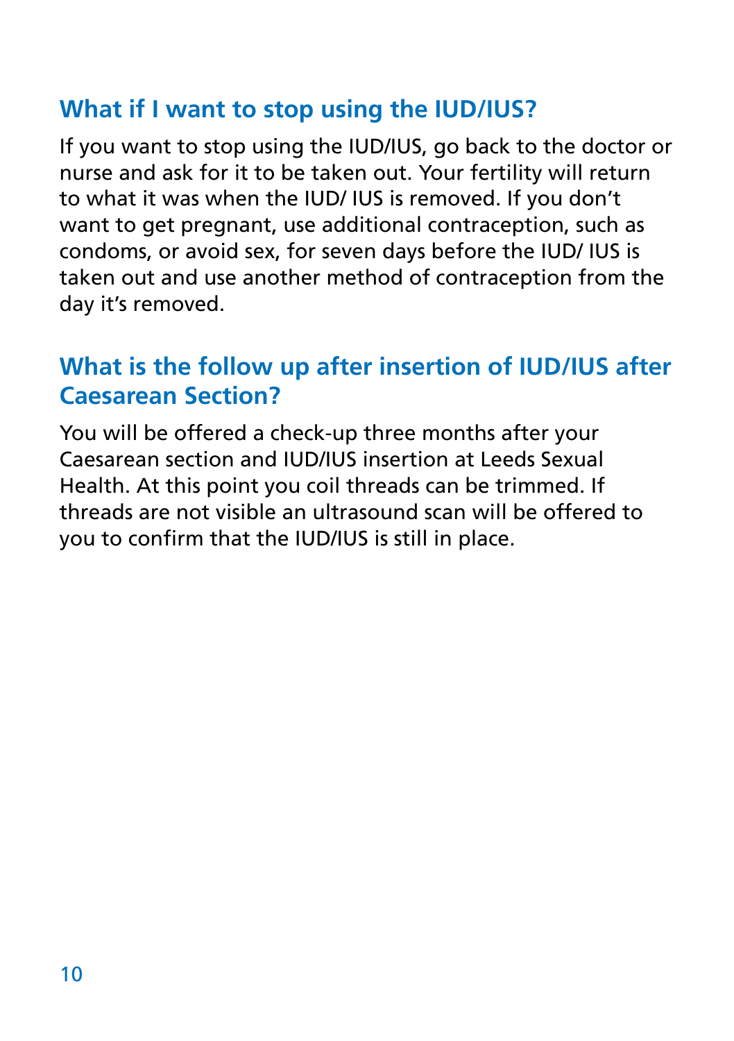## What if I want to stop using the IUD/IUS?

If you want to stop using the IUD/IUS, go back to the doctor or nurse and ask for it to be taken out. Your fertility will return to what it was when the IUD/ IUS is removed. If you don't want to get pregnant, use additional contraception, such as condoms, or avoid sex, for seven days before the IUD/ IUS is taken out and use another method of contraception from the day it's removed.

## What is the follow up after insertion of IUD/IUS after Caesarean Section?

You will be offered a check-up three months after your Caesarean section and IUD/IUS insertion at Leeds Sexual Health. At this point you coil threads can be trimmed. If threads are not visible an ultrasound scan will be offered to you to confirm that the IUD/IUS is still in place.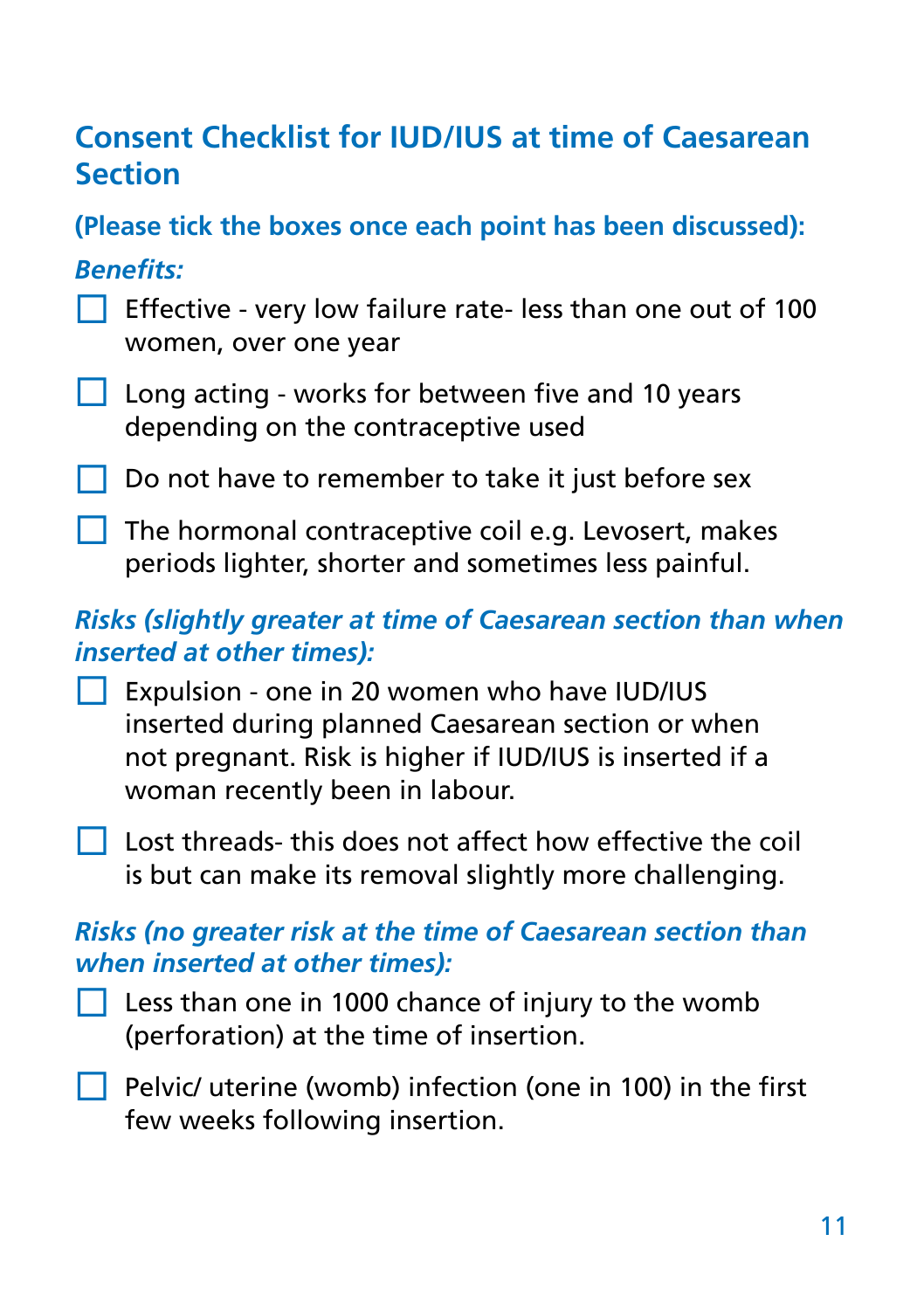## Consent Checklist for IUD/IUS at time of Caesarean Section

**(Please tick the boxes once each point has been discussed):**

***Benefits:***

- [ ] Effective - very low failure rate- less than one out of 100 women, over one year
- [ ] Long acting - works for between five and 10 years depending on the contraceptive used
- [ ] Do not have to remember to take it just before sex
- [ ] The hormonal contraceptive coil e.g. Levosert, makes periods lighter, shorter and sometimes less painful.

***Risks (slightly greater at time of Caesarean section than when inserted at other times):***

- [ ] Expulsion - one in 20 women who have IUD/IUS inserted during planned Caesarean section or when not pregnant. Risk is higher if IUD/IUS is inserted if a woman recently been in labour.
- [ ] Lost threads- this does not affect how effective the coil is but can make its removal slightly more challenging.

***Risks (no greater risk at the time of Caesarean section than when inserted at other times):***

- [ ] Less than one in 1000 chance of injury to the womb (perforation) at the time of insertion.
- [ ] Pelvic/ uterine (womb) infection (one in 100) in the first few weeks following insertion.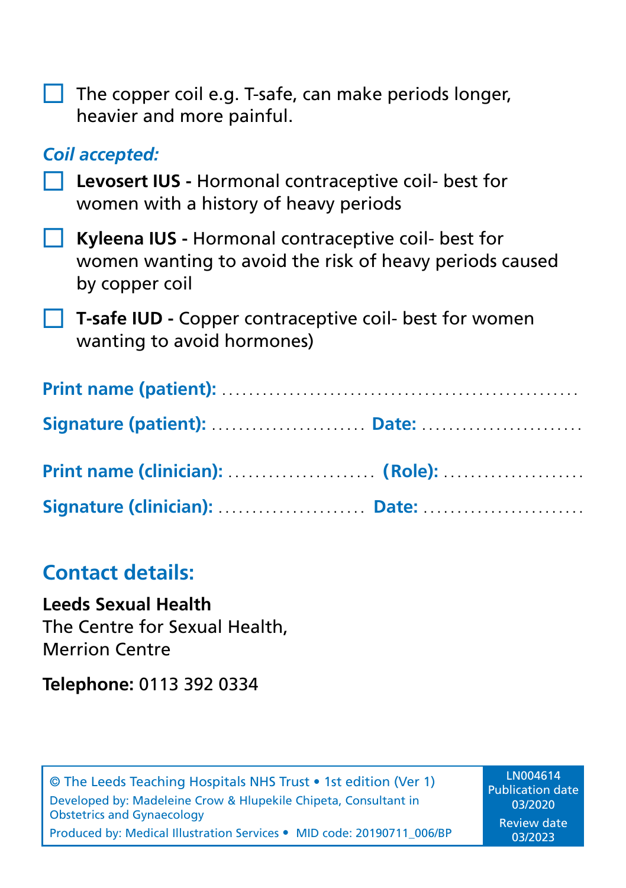- [ ] The copper coil e.g. T-safe, can make periods longer, heavier and more painful.

***Coil accepted:***

- [ ] **Levosert IUS -** Hormonal contraceptive coil- best for women with a history of heavy periods
- [ ] **Kyleena IUS -** Hormonal contraceptive coil- best for women wanting to avoid the risk of heavy periods caused by copper coil
- [ ] **T-safe IUD -** Copper contraceptive coil- best for women wanting to avoid hormones)

**Print name (patient):** ..................................................

**Signature (patient):** ...................... **Date:** .......................

**Print name (clinician):** ..................... **(Role):** ....................

**Signature (clinician):** ..................... **Date:** .......................

## Contact details:

**Leeds Sexual Health**
The Centre for Sexual Health,
Merrion Centre

**Telephone:** 0113 392 0334

© The Leeds Teaching Hospitals NHS Trust • 1st edition (Ver 1)
Developed by: Madeleine Crow & Hlupekile Chipeta, Consultant in Obstetrics and Gynaecology
Produced by: Medical Illustration Services • MID code: 20190711_006/BP

LN004614
Publication date 03/2020
Review date 03/2023